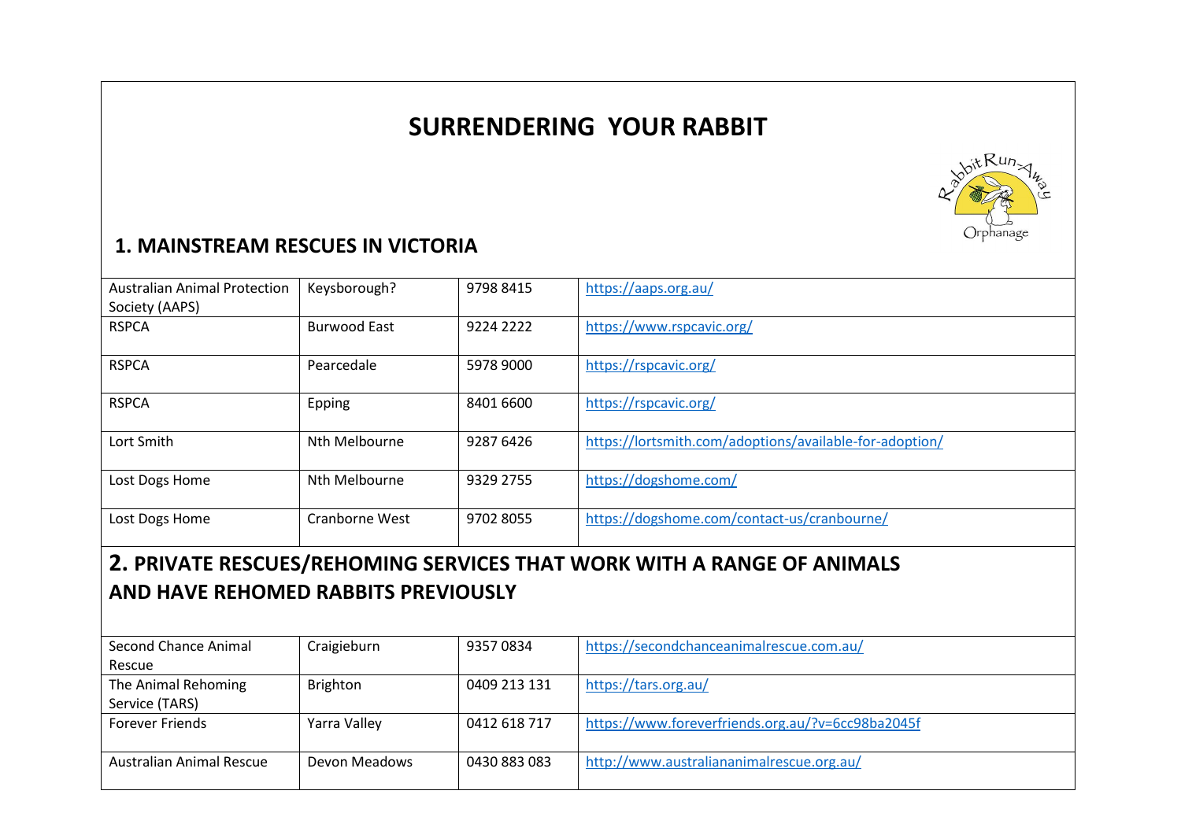# SURRENDERING YOUR RABBIT

## 1. MAINSTREAM RESCUES IN VICTORIA

| Name | Location | Phone | Website |
|---|---|---|---|
| Australian Animal Protection Society (AAPS) | Keysborough? | 9798 8415 | https://aaps.org.au/ |
| RSPCA | Burwood East | 9224 2222 | https://www.rspcavic.org/ |
| RSPCA | Pearcedale | 5978 9000 | https://rspcavic.org/ |
| RSPCA | Epping | 8401 6600 | https://rspcavic.org/ |
| Lort Smith | Nth Melbourne | 9287 6426 | https://lortsmith.com/adoptions/available-for-adoption/ |
| Lost Dogs Home | Nth Melbourne | 9329 2755 | https://dogshome.com/ |
| Lost Dogs Home | Cranborne West | 9702 8055 | https://dogshome.com/contact-us/cranbourne/ |

## 2. PRIVATE RESCUES/REHOMING SERVICES THAT WORK WITH A RANGE OF ANIMALS AND HAVE REHOMED RABBITS PREVIOUSLY

| Name | Location | Phone | Website |
|---|---|---|---|
| Second Chance Animal Rescue | Craigieburn | 9357 0834 | https://secondchanceanimalrescue.com.au/ |
| The Animal Rehoming Service (TARS) | Brighton | 0409 213 131 | https://tars.org.au/ |
| Forever Friends | Yarra Valley | 0412 618 717 | https://www.foreverfriends.org.au/?v=6cc98ba2045f |
| Australian Animal Rescue | Devon Meadows | 0430 883 083 | http://www.australiananimalrescue.org.au/ |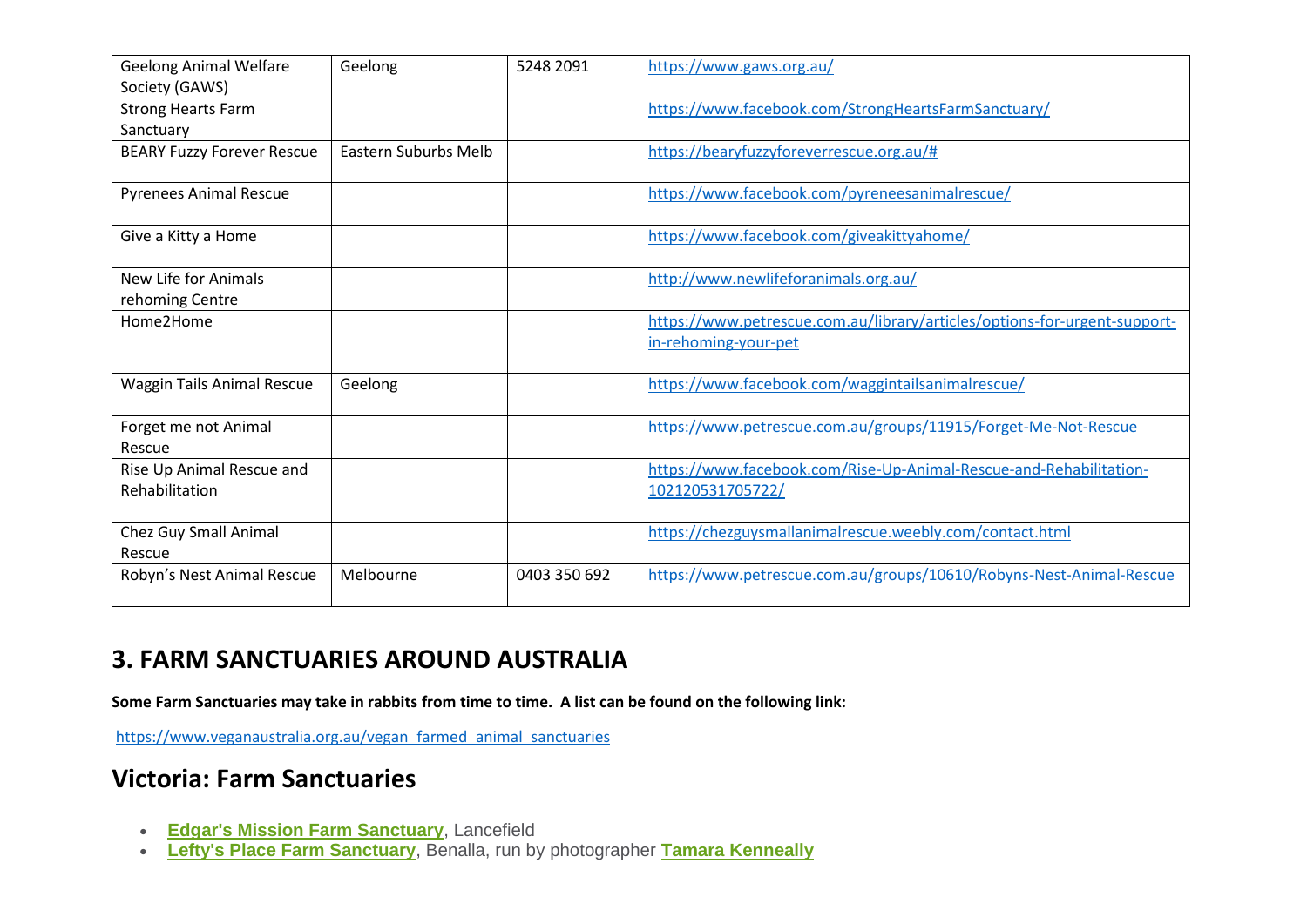| Geelong Animal Welfare Society (GAWS) | Geelong | 5248 2091 | https://www.gaws.org.au/ |
|---|---|---|---|
| Strong Hearts Farm Sanctuary | | | https://www.facebook.com/StrongHeartsFarmSanctuary/ |
| BEARY Fuzzy Forever Rescue | Eastern Suburbs Melb | | https://bearyfuzzyforeverrescue.org.au/# |
| Pyrenees Animal Rescue | | | https://www.facebook.com/pyreneesanimalrescue/ |
| Give a Kitty a Home | | | https://www.facebook.com/giveakittyahome/ |
| New Life for Animals rehoming Centre | | | http://www.newlifeforanimals.org.au/ |
| Home2Home | | | https://www.petrescue.com.au/library/articles/options-for-urgent-support-in-rehoming-your-pet |
| Waggin Tails Animal Rescue | Geelong | | https://www.facebook.com/waggintailsanimalrescue/ |
| Forget me not Animal Rescue | | | https://www.petrescue.com.au/groups/11915/Forget-Me-Not-Rescue |
| Rise Up Animal Rescue and Rehabilitation | | | https://www.facebook.com/Rise-Up-Animal-Rescue-and-Rehabilitation-102120531705722/ |
| Chez Guy Small Animal Rescue | | | https://chezguysmallanimalrescue.weebly.com/contact.html |
| Robyn's Nest Animal Rescue | Melbourne | 0403 350 692 | https://www.petrescue.com.au/groups/10610/Robyns-Nest-Animal-Rescue |

## 3. FARM SANCTUARIES AROUND AUSTRALIA

**Some Farm Sanctuaries may take in rabbits from time to time. A list can be found on the following link:**

https://www.veganaustralia.org.au/vegan_farmed_animal_sanctuaries

## Victoria: Farm Sanctuaries

- **Edgar's Mission Farm Sanctuary**, Lancefield
- **Lefty's Place Farm Sanctuary**, Benalla, run by photographer **Tamara Kenneally**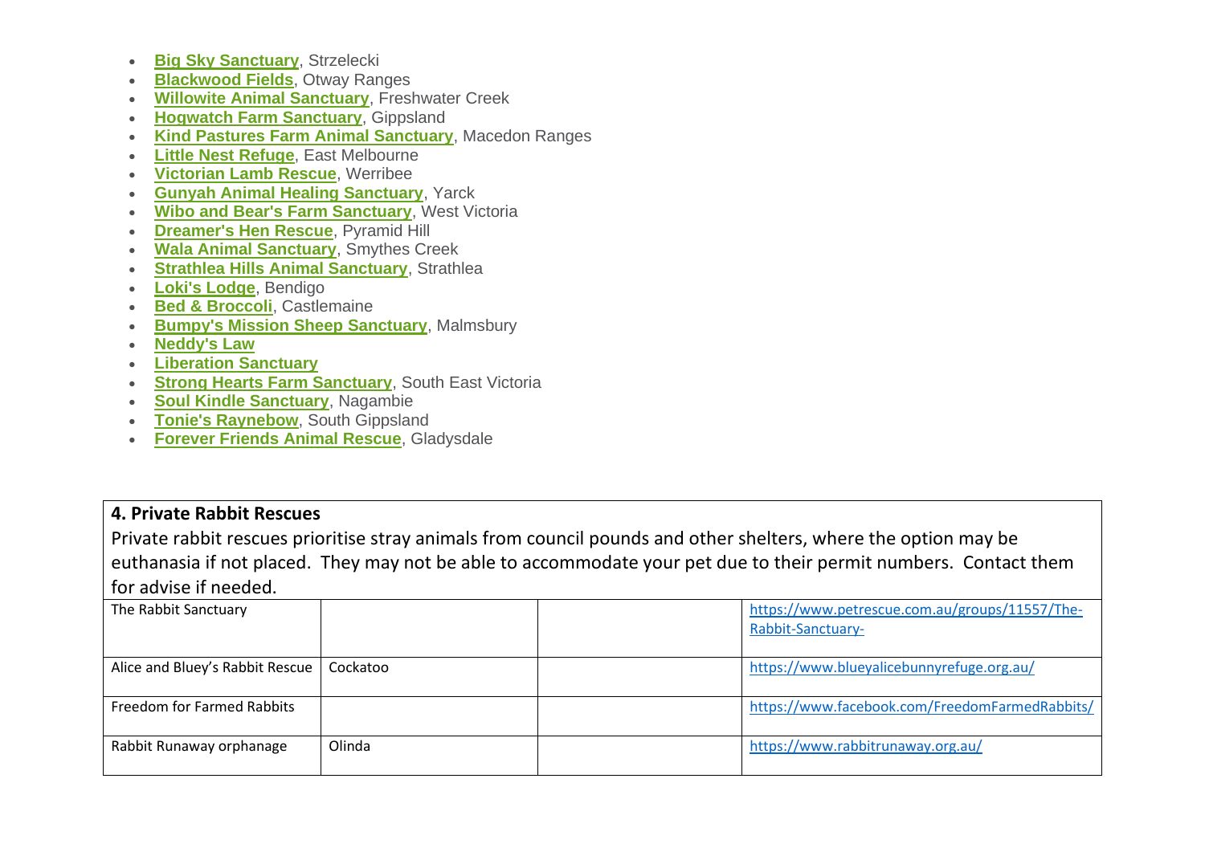- **Big Sky Sanctuary**, Strzelecki
- **Blackwood Fields**, Otway Ranges
- **Willowite Animal Sanctuary**, Freshwater Creek
- **Hogwatch Farm Sanctuary**, Gippsland
- **Kind Pastures Farm Animal Sanctuary**, Macedon Ranges
- **Little Nest Refuge**, East Melbourne
- **Victorian Lamb Rescue**, Werribee
- **Gunyah Animal Healing Sanctuary**, Yarck
- **Wibo and Bear's Farm Sanctuary**, West Victoria
- **Dreamer's Hen Rescue**, Pyramid Hill
- **Wala Animal Sanctuary**, Smythes Creek
- **Strathlea Hills Animal Sanctuary**, Strathlea
- **Loki's Lodge**, Bendigo
- **Bed & Broccoli**, Castlemaine
- **Bumpy's Mission Sheep Sanctuary**, Malmsbury
- **Neddy's Law**
- **Liberation Sanctuary**
- **Strong Hearts Farm Sanctuary**, South East Victoria
- **Soul Kindle Sanctuary**, Nagambie
- **Tonie's Raynebow**, South Gippsland
- **Forever Friends Animal Rescue**, Gladysdale

## 4. Private Rabbit Rescues

Private rabbit rescues prioritise stray animals from council pounds and other shelters, where the option may be euthanasia if not placed. They may not be able to accommodate your pet due to their permit numbers. Contact them for advise if needed.

| | | | |
|---|---|---|---|
| The Rabbit Sanctuary | | | https://www.petrescue.com.au/groups/11557/The-Rabbit-Sanctuary- |
| Alice and Bluey's Rabbit Rescue | Cockatoo | | https://www.blueyalicebunnyrefuge.org.au/ |
| Freedom for Farmed Rabbits | | | https://www.facebook.com/FreedomFarmedRabbits/ |
| Rabbit Runaway orphanage | Olinda | | https://www.rabbitrunaway.org.au/ |